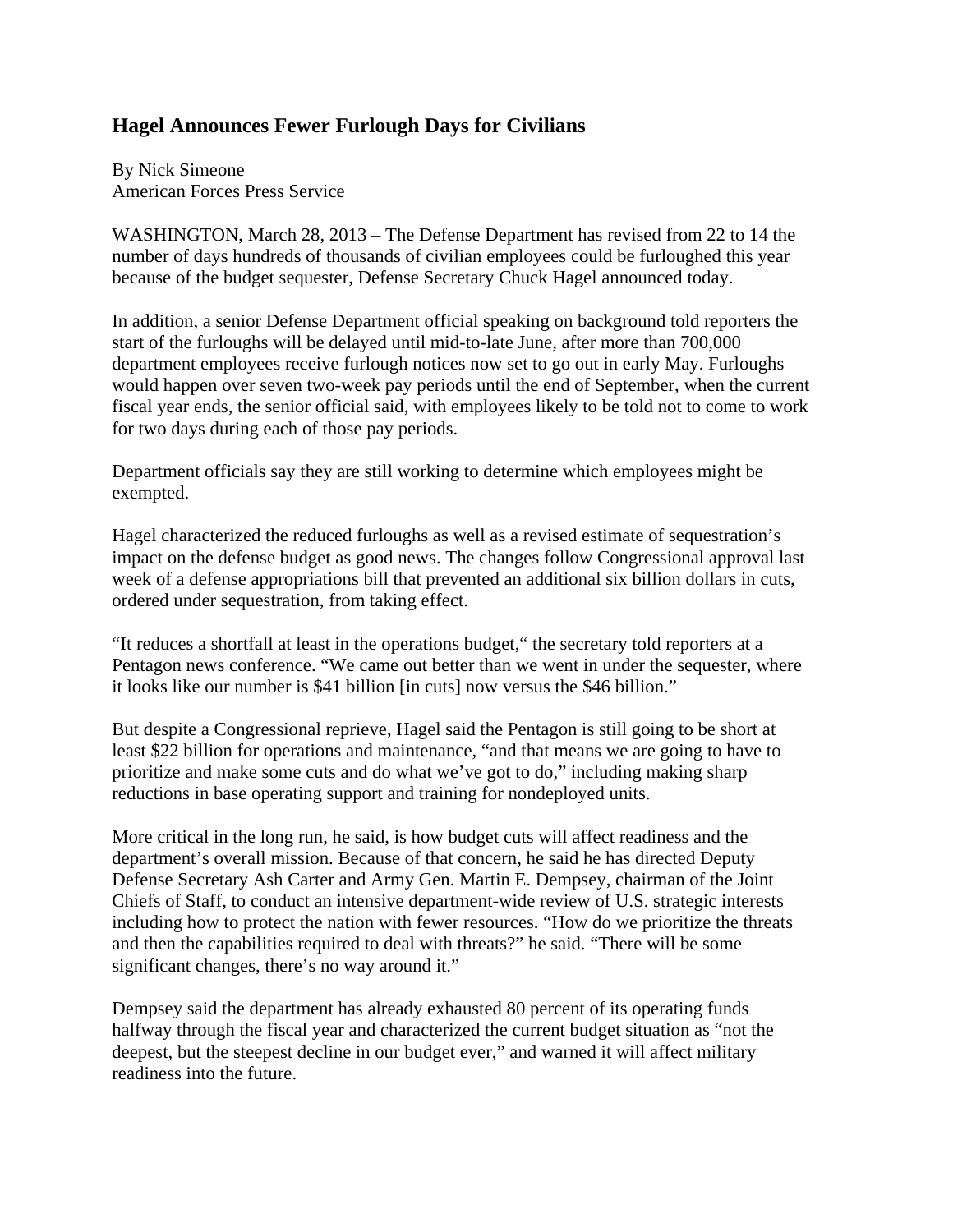## Hagel Announces Fewer Furlough Days for Civilians

By Nick Simeone
American Forces Press Service

WASHINGTON, March 28, 2013 – The Defense Department has revised from 22 to 14 the number of days hundreds of thousands of civilian employees could be furloughed this year because of the budget sequester, Defense Secretary Chuck Hagel announced today.

In addition, a senior Defense Department official speaking on background told reporters the start of the furloughs will be delayed until mid-to-late June, after more than 700,000 department employees receive furlough notices now set to go out in early May. Furloughs would happen over seven two-week pay periods until the end of September, when the current fiscal year ends, the senior official said, with employees likely to be told not to come to work for two days during each of those pay periods.

Department officials say they are still working to determine which employees might be exempted.

Hagel characterized the reduced furloughs as well as a revised estimate of sequestration's impact on the defense budget as good news. The changes follow Congressional approval last week of a defense appropriations bill that prevented an additional six billion dollars in cuts, ordered under sequestration, from taking effect.

"It reduces a shortfall at least in the operations budget," the secretary told reporters at a Pentagon news conference. "We came out better than we went in under the sequester, where it looks like our number is $41 billion [in cuts] now versus the $46 billion."

But despite a Congressional reprieve, Hagel said the Pentagon is still going to be short at least $22 billion for operations and maintenance, "and that means we are going to have to prioritize and make some cuts and do what we've got to do," including making sharp reductions in base operating support and training for nondeployed units.

More critical in the long run, he said, is how budget cuts will affect readiness and the department's overall mission. Because of that concern, he said he has directed Deputy Defense Secretary Ash Carter and Army Gen. Martin E. Dempsey, chairman of the Joint Chiefs of Staff, to conduct an intensive department-wide review of U.S. strategic interests including how to protect the nation with fewer resources. "How do we prioritize the threats and then the capabilities required to deal with threats?" he said. "There will be some significant changes, there's no way around it."

Dempsey said the department has already exhausted 80 percent of its operating funds halfway through the fiscal year and characterized the current budget situation as "not the deepest, but the steepest decline in our budget ever," and warned it will affect military readiness into the future.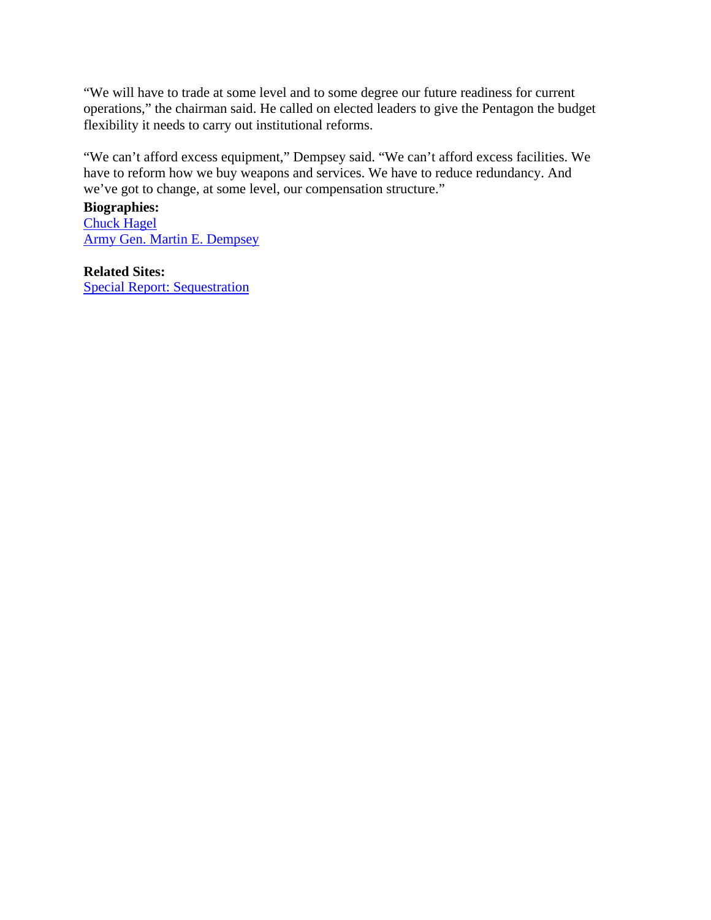"We will have to trade at some level and to some degree our future readiness for current operations," the chairman said. He called on elected leaders to give the Pentagon the budget flexibility it needs to carry out institutional reforms.

"We can't afford excess equipment," Dempsey said. "We can't afford excess facilities. We have to reform how we buy weapons and services. We have to reduce redundancy. And we've got to change, at some level, our compensation structure."

**Biographies:**
Chuck Hagel
Army Gen. Martin E. Dempsey

**Related Sites:**
Special Report: Sequestration